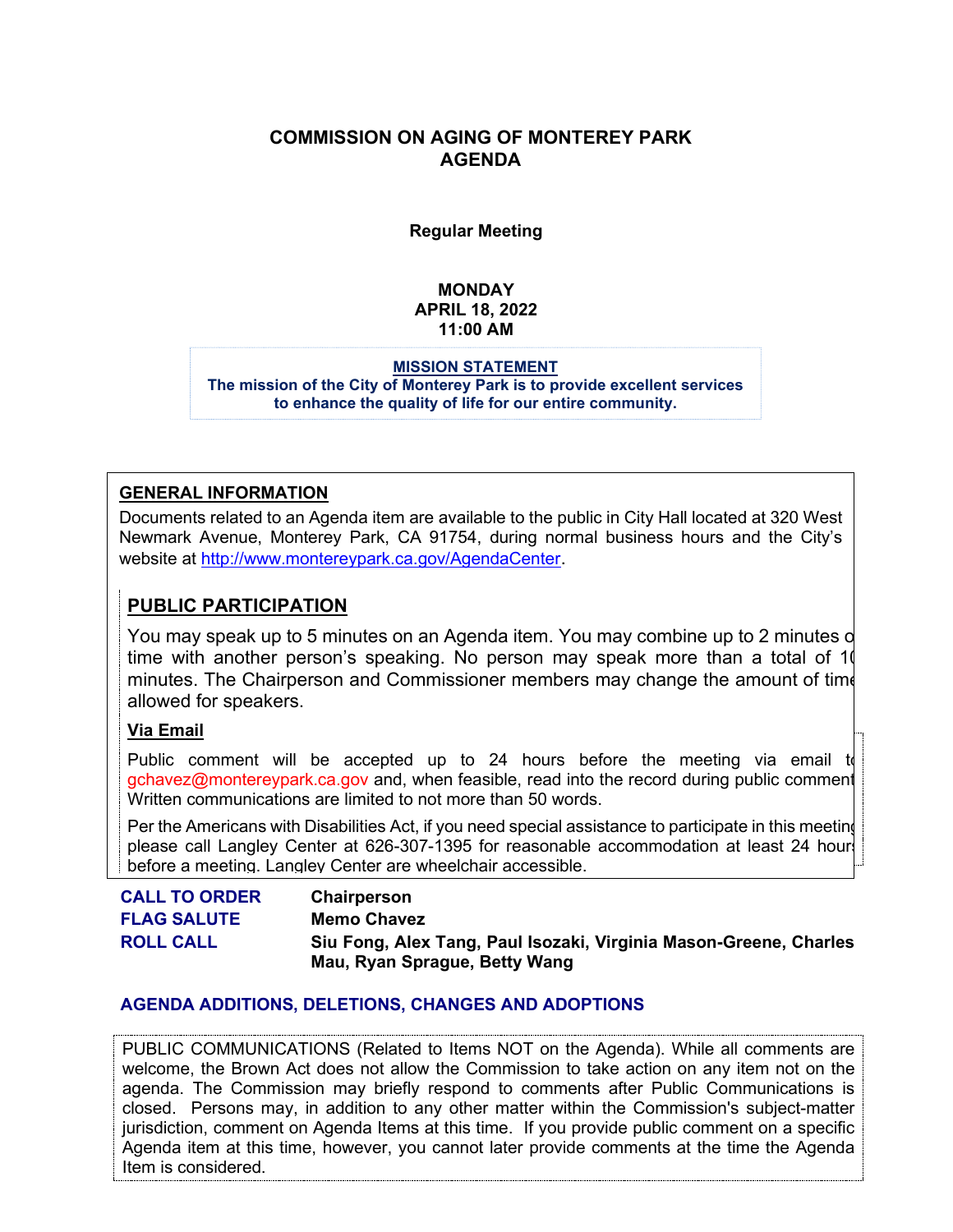# COMMISSION ON AGING OF MONTEREY PARK AGENDA

**Regular Meeting**

**MONDAY**
**APRIL 18, 2022**
**11:00 AM**

**MISSION STATEMENT**
**The mission of the City of Monterey Park is to provide excellent services to enhance the quality of life for our entire community.**

## GENERAL INFORMATION

Documents related to an Agenda item are available to the public in City Hall located at 320 West Newmark Avenue, Monterey Park, CA 91754, during normal business hours and the City's website at http://www.montereypark.ca.gov/AgendaCenter.

## PUBLIC PARTICIPATION

You may speak up to 5 minutes on an Agenda item. You may combine up to 2 minutes of time with another person's speaking. No person may speak more than a total of 10 minutes. The Chairperson and Commissioner members may change the amount of time allowed for speakers.

**Via Email**

Public comment will be accepted up to 24 hours before the meeting via email to gchavez@montereypark.ca.gov and, when feasible, read into the record during public comment. Written communications are limited to not more than 50 words.

Per the Americans with Disabilities Act, if you need special assistance to participate in this meeting, please call Langley Center at 626-307-1395 for reasonable accommodation at least 24 hours before a meeting. Langley Center are wheelchair accessible.

| | |
|---|---|
| **CALL TO ORDER** | **Chairperson** |
| **FLAG SALUTE** | **Memo Chavez** |
| **ROLL CALL** | **Siu Fong, Alex Tang, Paul Isozaki, Virginia Mason-Greene, Charles Mau, Ryan Sprague, Betty Wang** |

**AGENDA ADDITIONS, DELETIONS, CHANGES AND ADOPTIONS**

PUBLIC COMMUNICATIONS (Related to Items NOT on the Agenda). While all comments are welcome, the Brown Act does not allow the Commission to take action on any item not on the agenda. The Commission may briefly respond to comments after Public Communications is closed. Persons may, in addition to any other matter within the Commission's subject-matter jurisdiction, comment on Agenda Items at this time. If you provide public comment on a specific Agenda item at this time, however, you cannot later provide comments at the time the Agenda Item is considered.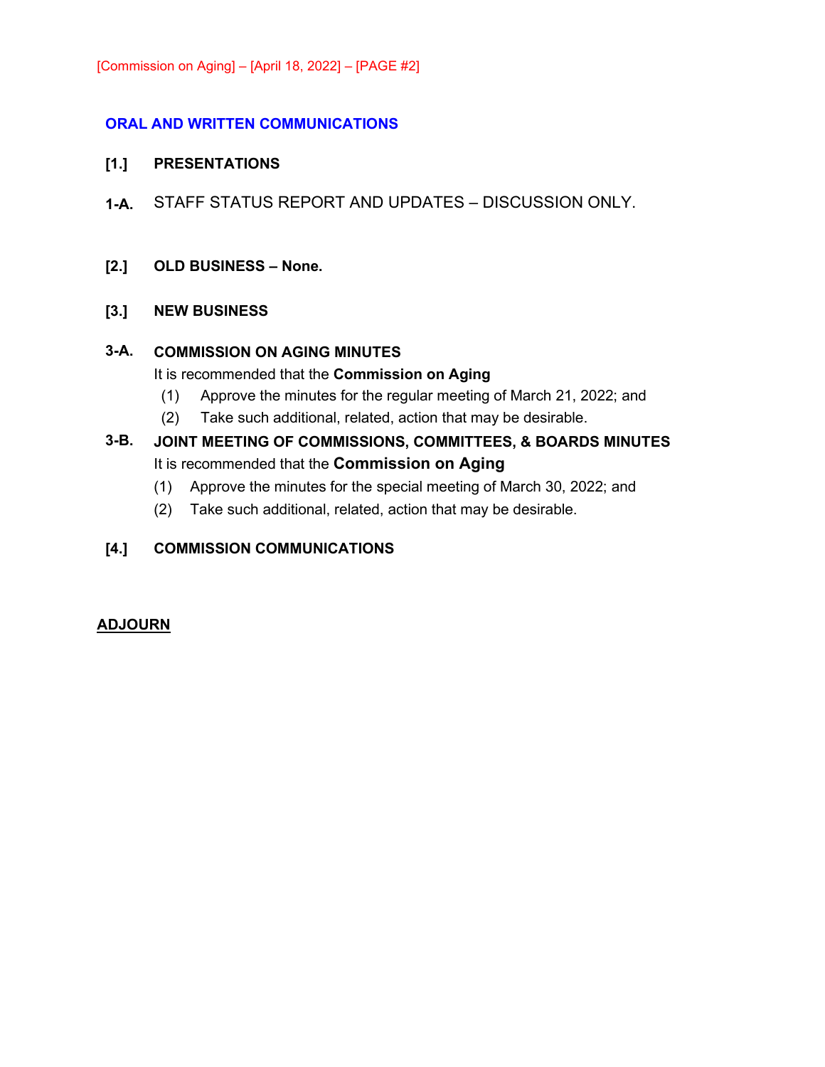## ORAL AND WRITTEN COMMUNICATIONS

**[1.] PRESENTATIONS**

**1-A.** STAFF STATUS REPORT AND UPDATES – DISCUSSION ONLY.

**[2.] OLD BUSINESS – None.**

**[3.] NEW BUSINESS**

**3-A. COMMISSION ON AGING MINUTES**

It is recommended that the **Commission on Aging**

(1) Approve the minutes for the regular meeting of March 21, 2022; and

(2) Take such additional, related, action that may be desirable.

**3-B. JOINT MEETING OF COMMISSIONS, COMMITTEES, & BOARDS MINUTES**

It is recommended that the **Commission on Aging**

(1) Approve the minutes for the special meeting of March 30, 2022; and

(2) Take such additional, related, action that may be desirable.

**[4.] COMMISSION COMMUNICATIONS**

**ADJOURN**